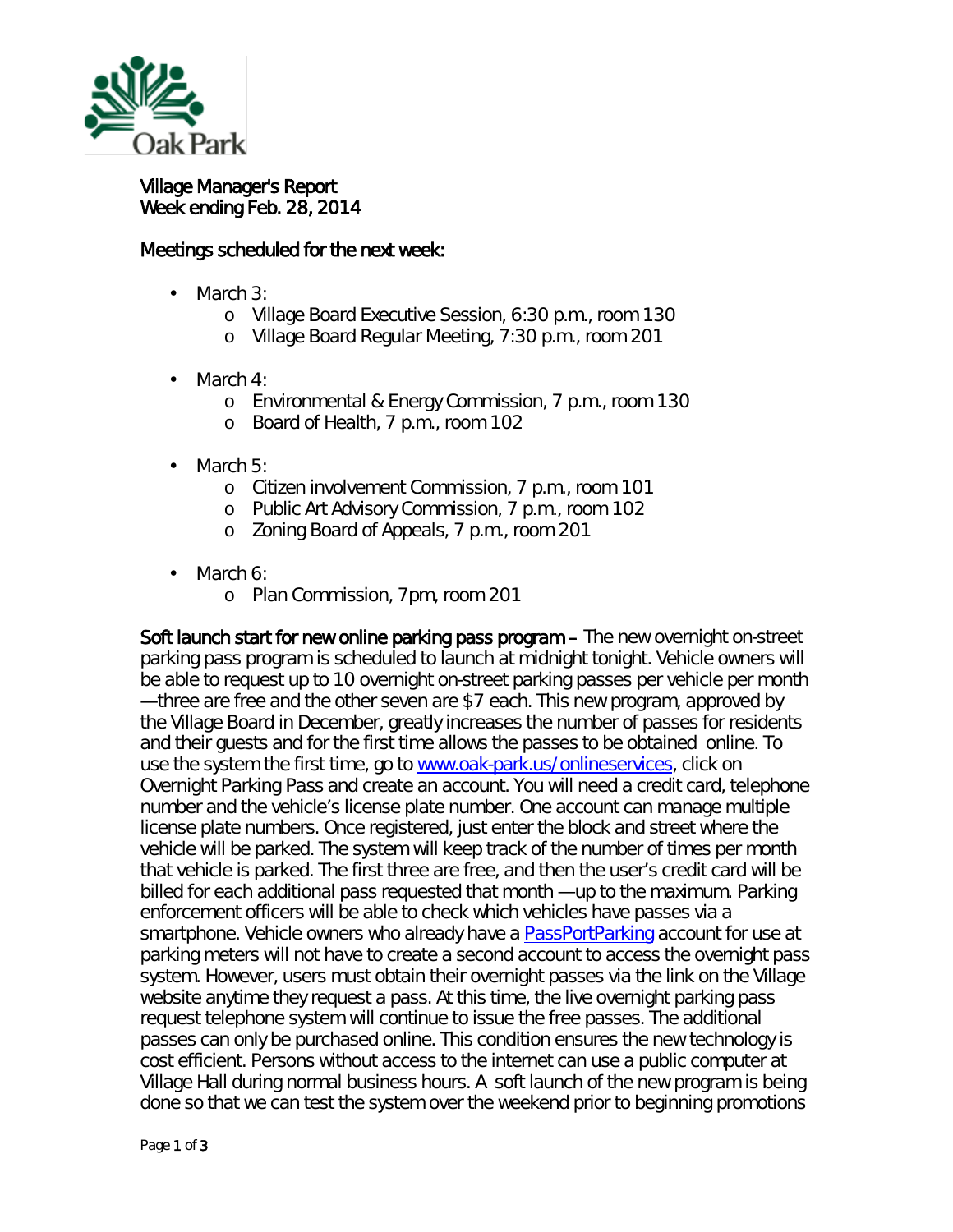Village Manager's Report
Week ending Feb. 28, 2014

Meetings scheduled for the next week:

- March 3:
  - Village Board Executive Session, 6:30 p.m., room 130
  - Village Board Regular Meeting, 7:30 p.m., room 201
- March 4:
  - Environmental & Energy Commission, 7 p.m., room 130
  - Board of Health, 7 p.m., room 102
- March 5:
  - Citizen involvement Commission, 7 p.m., room 101
  - Public Art Advisory Commission, 7 p.m., room 102
  - Zoning Board of Appeals, 7 p.m., room 201
- March 6:
  - Plan Commission, 7pm, room 201

**Soft launch start for new online parking pass program** – The new overnight on-street parking pass program is scheduled to launch at midnight tonight. Vehicle owners will be able to request up to 10 overnight on-street parking passes per vehicle per month—three are free and the other seven are $7 each. This new program, approved by the Village Board in December, greatly increases the number of passes for residents and their guests and for the first time allows the passes to be obtained online. To use the system the first time, go to www.oak-park.us/onlineservices, click on Overnight Parking Pass and create an account. You will need a credit card, telephone number and the vehicle's license plate number. One account can manage multiple license plate numbers. Once registered, just enter the block and street where the vehicle will be parked. The system will keep track of the number of times per month that vehicle is parked. The first three are free, and then the user's credit card will be billed for each additional pass requested that month —up to the maximum. Parking enforcement officers will be able to check which vehicles have passes via a smartphone. Vehicle owners who already have a PassPortParking account for use at parking meters will not have to create a second account to access the overnight pass system. However, users must obtain their overnight passes via the link on the Village website anytime they request a pass. At this time, the live overnight parking pass request telephone system will continue to issue the free passes. The additional passes can only be purchased online. This condition ensures the new technology is cost efficient. Persons without access to the internet can use a public computer at Village Hall during normal business hours. A soft launch of the new program is being done so that we can test the system over the weekend prior to beginning promotions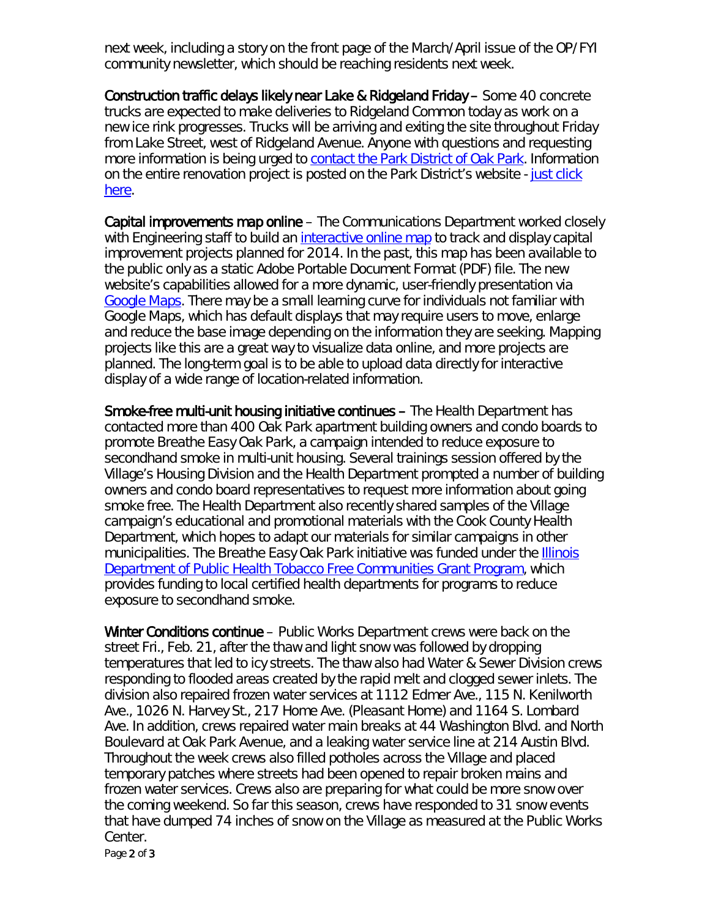next week, including a story on the front page of the March/April issue of the OP/FYI community newsletter, which should be reaching residents next week.

**Construction traffic delays likely near Lake & Ridgeland Friday** – Some 40 concrete trucks are expected to make deliveries to Ridgeland Common today as work on a new ice rink progresses. Trucks will be arriving and exiting the site throughout Friday from Lake Street, west of Ridgeland Avenue. Anyone with questions and requesting more information is being urged to contact the Park District of Oak Park. Information on the entire renovation project is posted on the Park District's website - just click here.

**Capital improvements map online** – The Communications Department worked closely with Engineering staff to build an interactive online map to track and display capital improvement projects planned for 2014. In the past, this map has been available to the public only as a static Adobe Portable Document Format (PDF) file. The new website's capabilities allowed for a more dynamic, user-friendly presentation via Google Maps. There may be a small learning curve for individuals not familiar with Google Maps, which has default displays that may require users to move, enlarge and reduce the base image depending on the information they are seeking. Mapping projects like this are a great way to visualize data online, and more projects are planned. The long-term goal is to be able to upload data directly for interactive display of a wide range of location-related information.

**Smoke-free multi-unit housing initiative continues** – The Health Department has contacted more than 400 Oak Park apartment building owners and condo boards to promote Breathe Easy Oak Park, a campaign intended to reduce exposure to secondhand smoke in multi-unit housing. Several trainings session offered by the Village's Housing Division and the Health Department prompted a number of building owners and condo board representatives to request more information about going smoke free. The Health Department also recently shared samples of the Village campaign's educational and promotional materials with the Cook County Health Department, which hopes to adapt our materials for similar campaigns in other municipalities. The Breathe Easy Oak Park initiative was funded under the Illinois Department of Public Health Tobacco Free Communities Grant Program, which provides funding to local certified health departments for programs to reduce exposure to secondhand smoke.

**Winter Conditions continue** – Public Works Department crews were back on the street Fri., Feb. 21, after the thaw and light snow was followed by dropping temperatures that led to icy streets. The thaw also had Water & Sewer Division crews responding to flooded areas created by the rapid melt and clogged sewer inlets. The division also repaired frozen water services at 1112 Edmer Ave., 115 N. Kenilworth Ave., 1026 N. Harvey St., 217 Home Ave. (Pleasant Home) and 1164 S. Lombard Ave. In addition, crews repaired water main breaks at 44 Washington Blvd. and North Boulevard at Oak Park Avenue, and a leaking water service line at 214 Austin Blvd. Throughout the week crews also filled potholes across the Village and placed temporary patches where streets had been opened to repair broken mains and frozen water services. Crews also are preparing for what could be more snow over the coming weekend. So far this season, crews have responded to 31 snow events that have dumped 74 inches of snow on the Village as measured at the Public Works Center.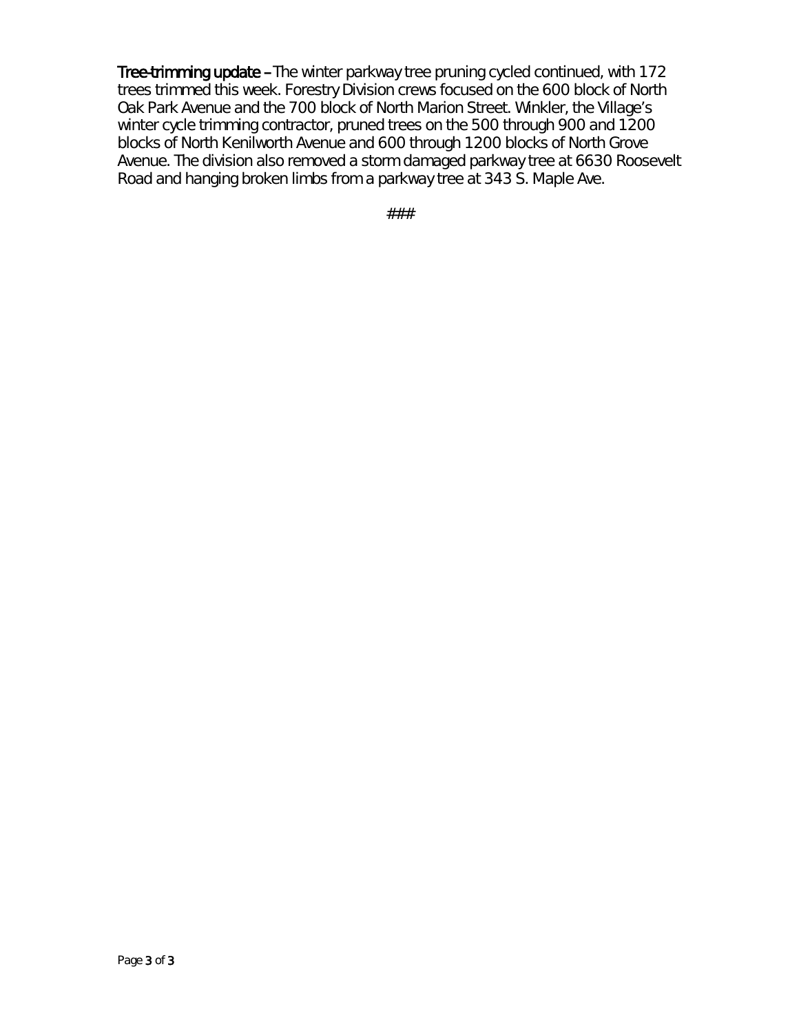**Tree-trimming update –** The winter parkway tree pruning cycled continued, with 172 trees trimmed this week. Forestry Division crews focused on the 600 block of North Oak Park Avenue and the 700 block of North Marion Street. Winkler, the Village's winter cycle trimming contractor, pruned trees on the 500 through 900 and 1200 blocks of North Kenilworth Avenue and 600 through 1200 blocks of North Grove Avenue. The division also removed a storm damaged parkway tree at 6630 Roosevelt Road and hanging broken limbs from a parkway tree at 343 S. Maple Ave.

###